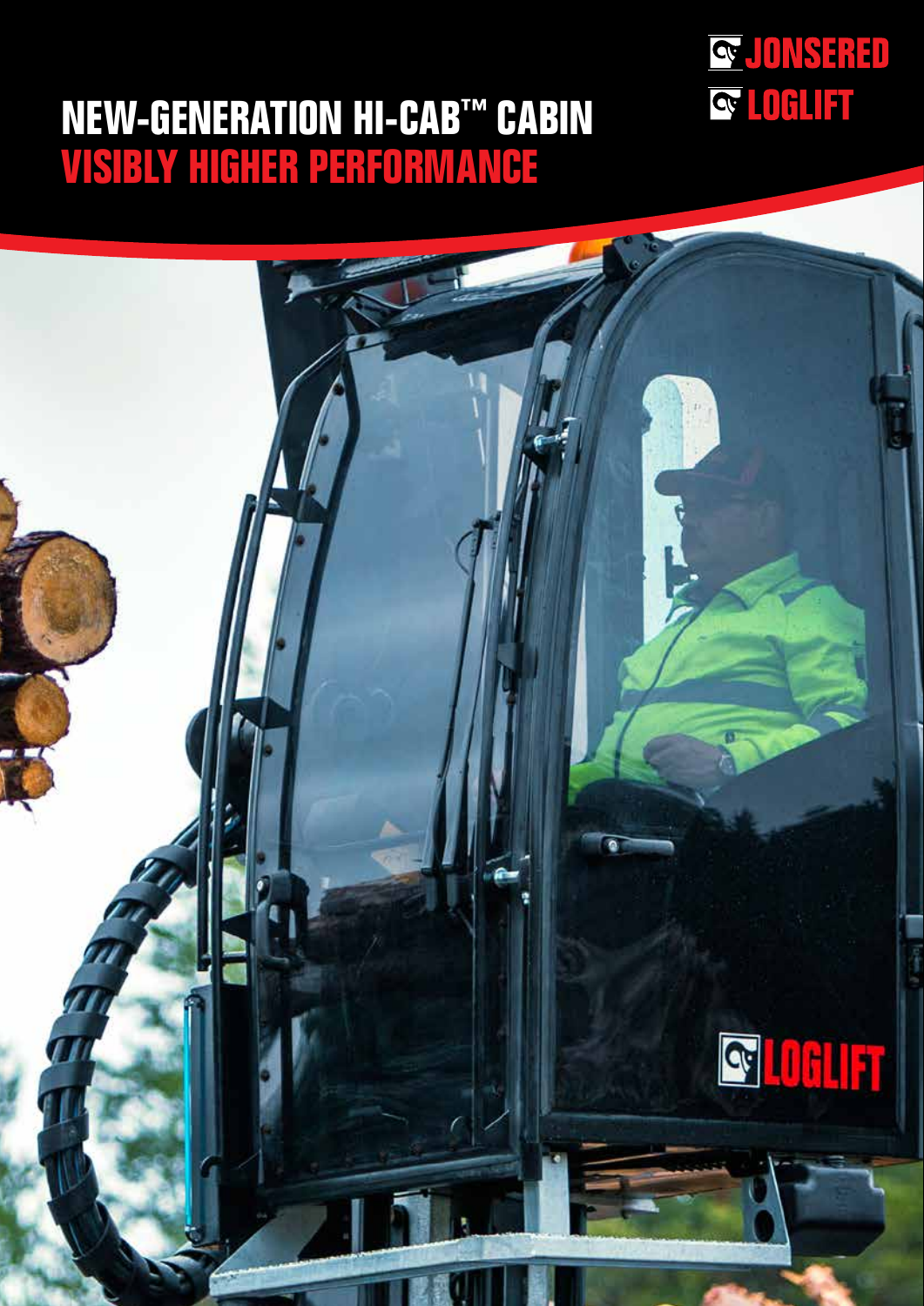# NEW-GENERATION HI-CAB™ CABIN

## VISIBLY HIGHER PERFORMANCE

JONSERED

LOGLIFT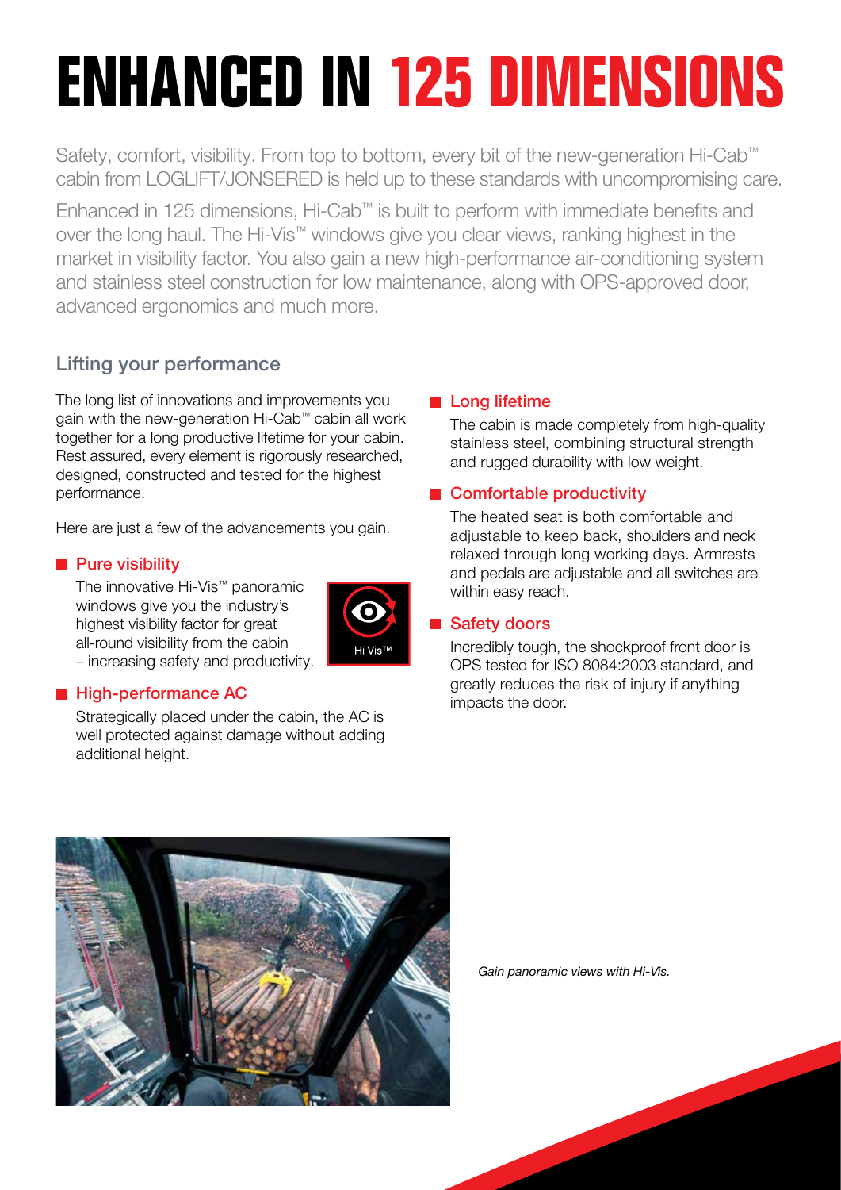# ENHANCED IN 125 DIMENSIONS

Safety, comfort, visibility. From top to bottom, every bit of the new-generation Hi-Cab™ cabin from LOGLIFT/JONSERED is held up to these standards with uncompromising care.

Enhanced in 125 dimensions, Hi-Cab™ is built to perform with immediate benefits and over the long haul. The Hi-Vis™ windows give you clear views, ranking highest in the market in visibility factor. You also gain a new high-performance air-conditioning system and stainless steel construction for low maintenance, along with OPS-approved door, advanced ergonomics and much more.

## Lifting your performance

The long list of innovations and improvements you gain with the new-generation Hi-Cab™ cabin all work together for a long productive lifetime for your cabin. Rest assured, every element is rigorously researched, designed, constructed and tested for the highest performance.

Here are just a few of the advancements you gain.

### Pure visibility

The innovative Hi-Vis™ panoramic windows give you the industry's highest visibility factor for great all-round visibility from the cabin – increasing safety and productivity.

Hi-Vis™

### High-performance AC

Strategically placed under the cabin, the AC is well protected against damage without adding additional height.

### Long lifetime

The cabin is made completely from high-quality stainless steel, combining structural strength and rugged durability with low weight.

### Comfortable productivity

The heated seat is both comfortable and adjustable to keep back, shoulders and neck relaxed through long working days. Armrests and pedals are adjustable and all switches are within easy reach.

### Safety doors

Incredibly tough, the shockproof front door is OPS tested for ISO 8084:2003 standard, and greatly reduces the risk of injury if anything impacts the door.

*Gain panoramic views with Hi-Vis.*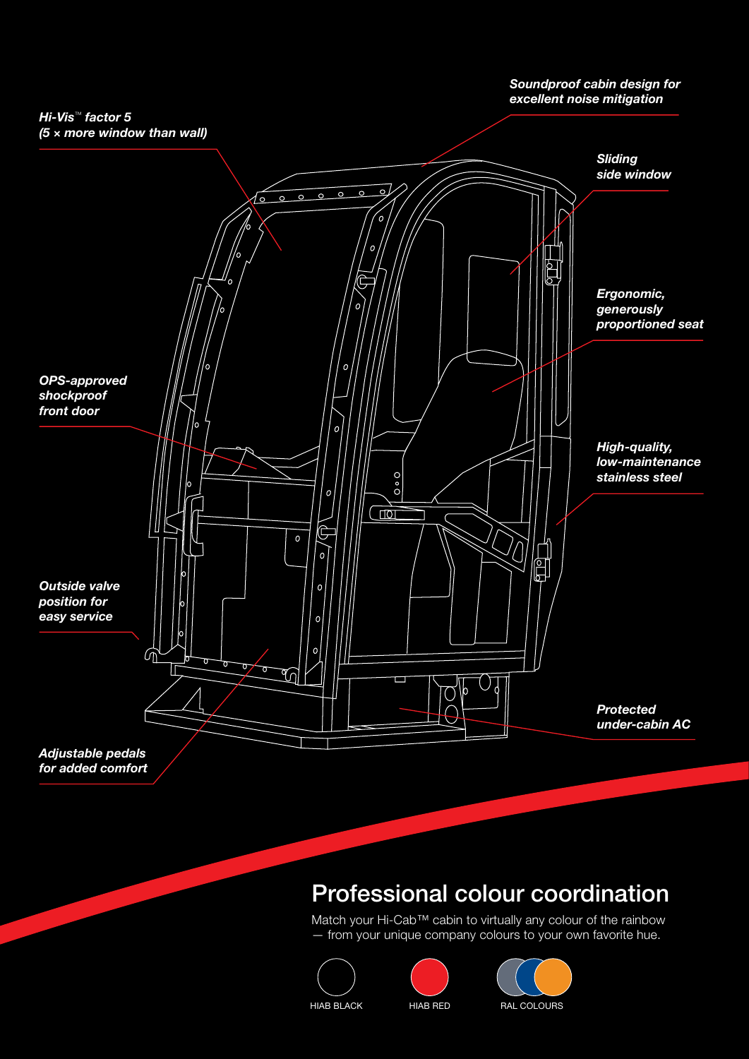*Hi-Vis™ factor 5 (5 × more window than wall)*

*Soundproof cabin design for excellent noise mitigation*

*Sliding side window*

*Ergonomic, generously proportioned seat*

*OPS-approved shockproof front door*

*High-quality, low-maintenance stainless steel*

*Outside valve position for easy service*

*Protected under-cabin AC*

*Adjustable pedals for added comfort*

# Professional colour coordination

Match your Hi-Cab™ cabin to virtually any colour of the rainbow — from your unique company colours to your own favorite hue.

HIAB BLACK

HIAB RED

RAL COLOURS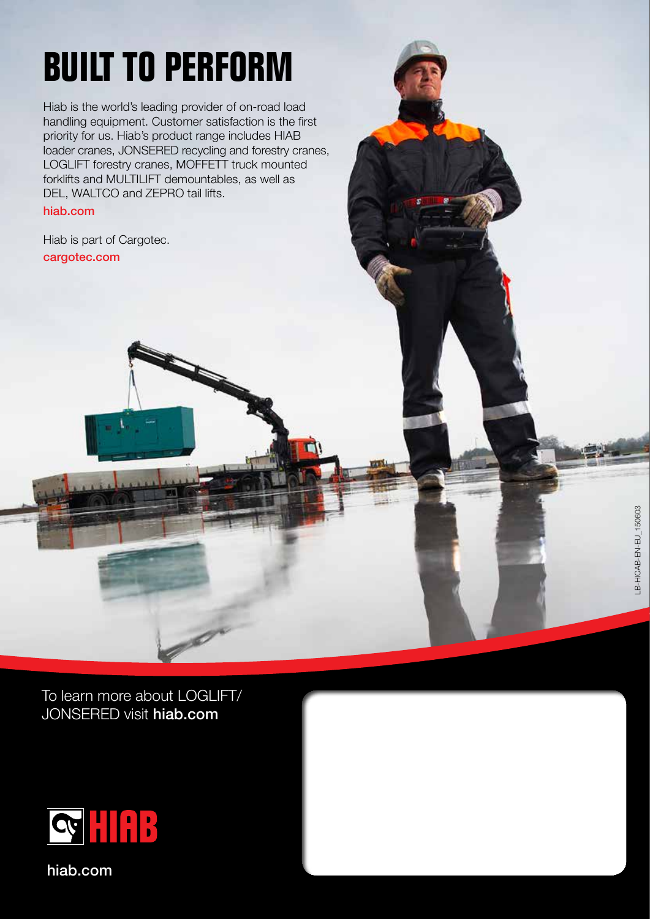# BUILT TO PERFORM

Hiab is the world's leading provider of on-road load handling equipment. Customer satisfaction is the first priority for us. Hiab's product range includes HIAB loader cranes, JONSERED recycling and forestry cranes, LOGLIFT forestry cranes, MOFFETT truck mounted forklifts and MULTILIFT demountables, as well as DEL, WALTCO and ZEPRO tail lifts.

hiab.com

Hiab is part of Cargotec.

cargotec.com

LB-HICAB-EN-EU_150603

To learn more about LOGLIFT/ JONSERED visit **hiab.com**

HIAB

hiab.com